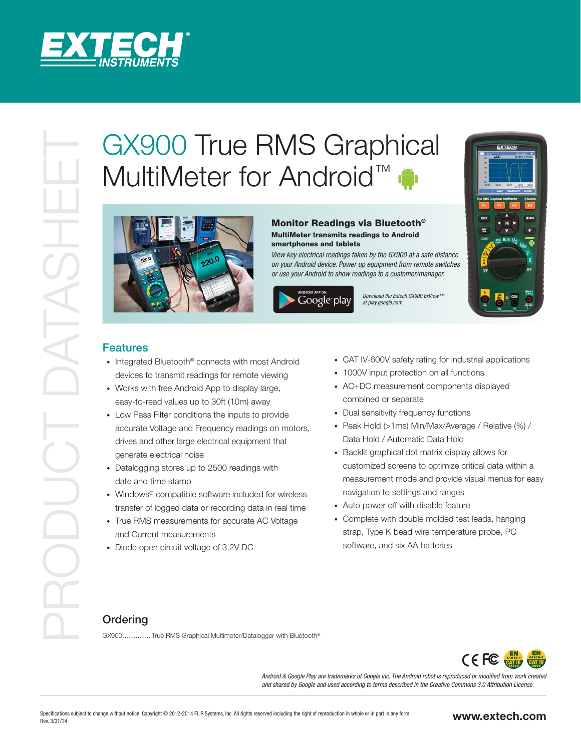EXTECH INSTRUMENTS

PRODUCT DATASHEET

# GX900 True RMS Graphical MultiMeter for Android™

## Monitor Readings via Bluetooth®

**MultiMeter transmits readings to Android smartphones and tablets**

*View key electrical readings taken by the GX900 at a safe distance on your Android device. Power up equipment from remote switches or use your Android to show readings to a customer/manager.*

ANDROID APP ON Google play

*Download the Extech GX900 ExView™ at play.google.com*

## Features

- Integrated Bluetooth® connects with most Android devices to transmit readings for remote viewing
- Works with free Android App to display large, easy-to-read values up to 30ft (10m) away
- Low Pass Filter conditions the inputs to provide accurate Voltage and Frequency readings on motors, drives and other large electrical equipment that generate electrical noise
- Datalogging stores up to 2500 readings with date and time stamp
- Windows® compatible software included for wireless transfer of logged data or recording data in real time
- True RMS measurements for accurate AC Voltage and Current measurements
- Diode open circuit voltage of 3.2V DC
- CAT IV-600V safety rating for industrial applications
- 1000V input protection on all functions
- AC+DC measurement components displayed combined or separate
- Dual sensitivity frequency functions
- Peak Hold (>1ms) Min/Max/Average / Relative (%) / Data Hold / Automatic Data Hold
- Backlit graphical dot matrix display allows for customized screens to optimize critical data within a measurement mode and provide visual menus for easy navigation to settings and ranges
- Auto power off with disable feature
- Complete with double molded test leads, hanging strap, Type K bead wire temperature probe, PC software, and six AA batteries

## Ordering

GX900.............. True RMS Graphical Multimeter/Datalogger with Bluetooth®

*Android & Google Play are trademarks of Google Inc. The Android robot is reproduced or modified from work created and shared by Google and used according to terms described in the Creative Commons 3.0 Attribution License.*

Specifications subject to change without notice. Copyright © 2012-2014 FLIR Systems, Inc. All rights reserved including the right of reproduction in whole or in part in any form.
Rev. 3/31/14

**www.extech.com**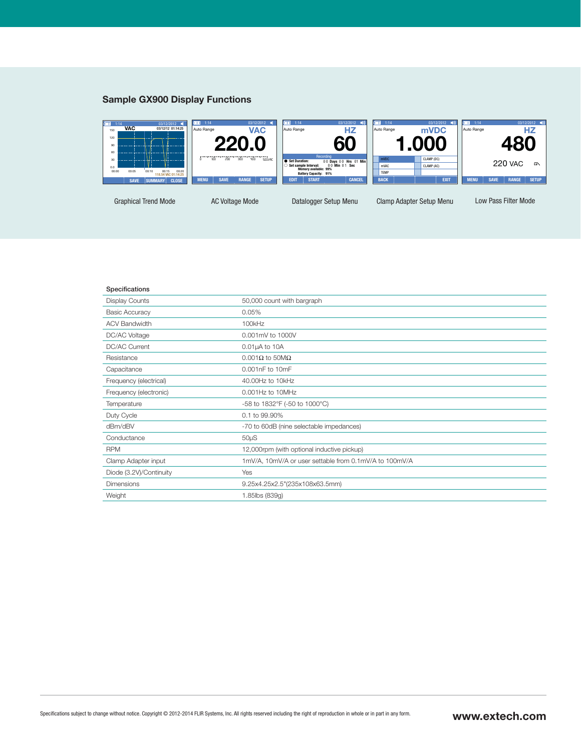## Sample GX900 Display Functions

Graphical Trend Mode

AC Voltage Mode

Datalogger Setup Menu

Clamp Adapter Setup Menu

Low Pass Filter Mode

| Specifications | |
|---|---|
| Display Counts | 50,000 count with bargraph |
| Basic Accuracy | 0.05% |
| ACV Bandwidth | 100kHz |
| DC/AC Voltage | 0.001mV to 1000V |
| DC/AC Current | 0.01µA to 10A |
| Resistance | 0.001Ω to 50MΩ |
| Capacitance | 0.001nF to 10mF |
| Frequency (electrical) | 40.00Hz to 10kHz |
| Frequency (electronic) | 0.001Hz to 10MHz |
| Temperature | -58 to 1832°F (-50 to 1000°C) |
| Duty Cycle | 0.1 to 99.90% |
| dBm/dBV | -70 to 60dB (nine selectable impedances) |
| Conductance | 50µS |
| RPM | 12,000rpm (with optional inductive pickup) |
| Clamp Adapter input | 1mV/A, 10mV/A or user settable from 0.1mV/A to 100mV/A |
| Diode (3.2V)/Continuity | Yes |
| Dimensions | 9.25x4.25x2.5"(235x108x63.5mm) |
| Weight | 1.85lbs (839g) |

Specifications subject to change without notice. Copyright © 2012-2014 FLIR Systems, Inc. All rights reserved including the right of reproduction in whole or in part in any form.

**www.extech.com**